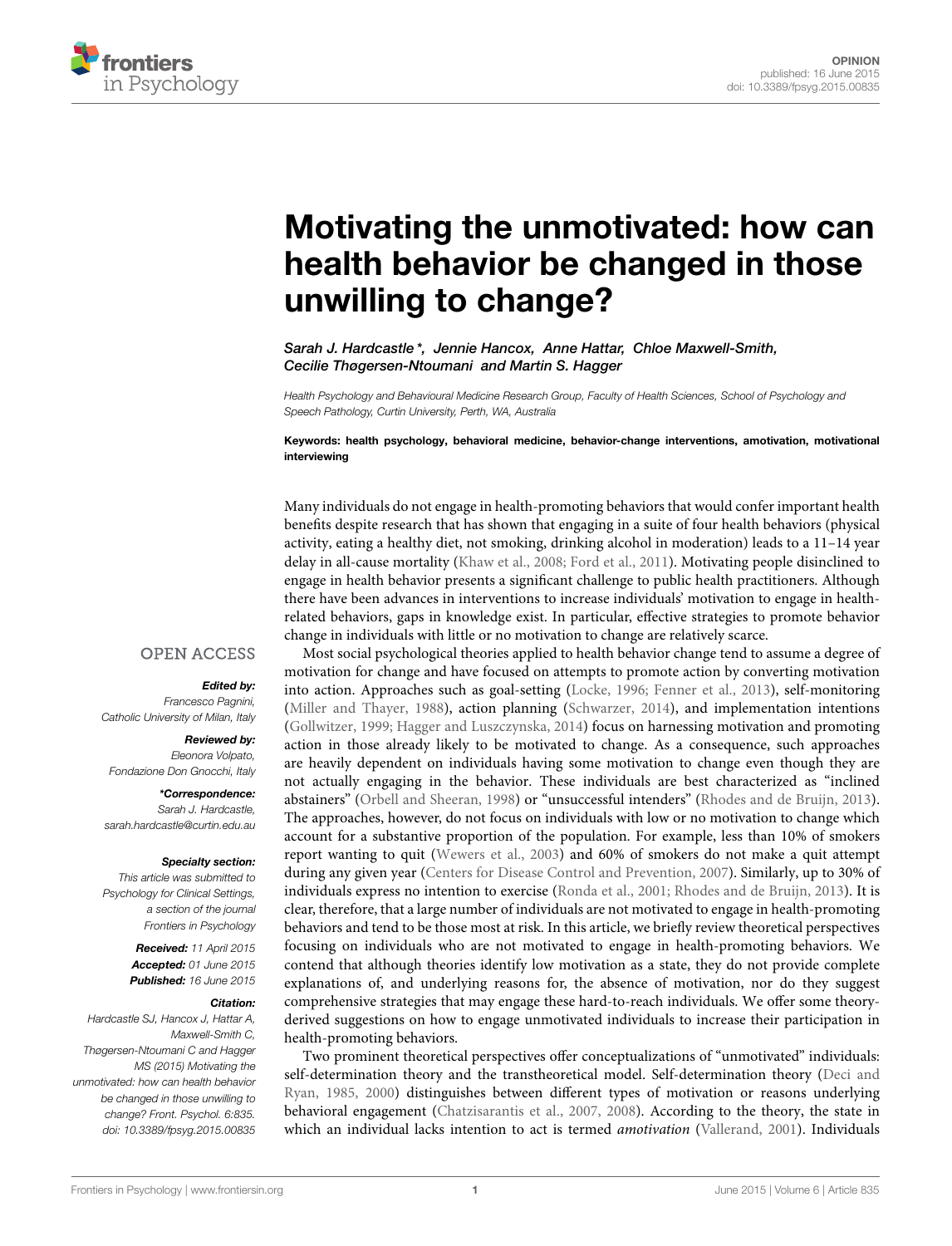OPINION
published: 16 June 2015
doi: 10.3389/fpsyg.2015.00835

# Motivating the unmotivated: how can health behavior be changed in those unwilling to change?

*Sarah J. Hardcastle\*, Jennie Hancox, Anne Hattar, Chloe Maxwell-Smith, Cecilie Thøgersen-Ntoumani and Martin S. Hagger*

*Health Psychology and Behavioural Medicine Research Group, Faculty of Health Sciences, School of Psychology and Speech Pathology, Curtin University, Perth, WA, Australia*

**Keywords: health psychology, behavioral medicine, behavior-change interventions, amotivation, motivational interviewing**

OPEN ACCESS

***Edited by:***
Francesco Pagnini,
Catholic University of Milan, Italy

***Reviewed by:***
Eleonora Volpato,
Fondazione Don Gnocchi, Italy

***\*Correspondence:***
Sarah J. Hardcastle,
sarah.hardcastle@curtin.edu.au

***Specialty section:***
This article was submitted to Psychology for Clinical Settings, a section of the journal Frontiers in Psychology

***Received:*** 11 April 2015
***Accepted:*** 01 June 2015
***Published:*** 16 June 2015

***Citation:***
Hardcastle SJ, Hancox J, Hattar A, Maxwell-Smith C, Thøgersen-Ntoumani C and Hagger MS (2015) Motivating the unmotivated: how can health behavior be changed in those unwilling to change? Front. Psychol. 6:835. doi: 10.3389/fpsyg.2015.00835

Many individuals do not engage in health-promoting behaviors that would confer important health benefits despite research that has shown that engaging in a suite of four health behaviors (physical activity, eating a healthy diet, not smoking, drinking alcohol in moderation) leads to a 11–14 year delay in all-cause mortality (Khaw et al., 2008; Ford et al., 2011). Motivating people disinclined to engage in health behavior presents a significant challenge to public health practitioners. Although there have been advances in interventions to increase individuals' motivation to engage in health-related behaviors, gaps in knowledge exist. In particular, effective strategies to promote behavior change in individuals with little or no motivation to change are relatively scarce.

Most social psychological theories applied to health behavior change tend to assume a degree of motivation for change and have focused on attempts to promote action by converting motivation into action. Approaches such as goal-setting (Locke, 1996; Fenner et al., 2013), self-monitoring (Miller and Thayer, 1988), action planning (Schwarzer, 2014), and implementation intentions (Gollwitzer, 1999; Hagger and Luszczynska, 2014) focus on harnessing motivation and promoting action in those already likely to be motivated to change. As a consequence, such approaches are heavily dependent on individuals having some motivation to change even though they are not actually engaging in the behavior. These individuals are best characterized as "inclined abstainers" (Orbell and Sheeran, 1998) or "unsuccessful intenders" (Rhodes and de Bruijn, 2013). The approaches, however, do not focus on individuals with low or no motivation to change which account for a substantive proportion of the population. For example, less than 10% of smokers report wanting to quit (Wewers et al., 2003) and 60% of smokers do not make a quit attempt during any given year (Centers for Disease Control and Prevention, 2007). Similarly, up to 30% of individuals express no intention to exercise (Ronda et al., 2001; Rhodes and de Bruijn, 2013). It is clear, therefore, that a large number of individuals are not motivated to engage in health-promoting behaviors and tend to be those most at risk. In this article, we briefly review theoretical perspectives focusing on individuals who are not motivated to engage in health-promoting behaviors. We contend that although theories identify low motivation as a state, they do not provide complete explanations of, and underlying reasons for, the absence of motivation, nor do they suggest comprehensive strategies that may engage these hard-to-reach individuals. We offer some theory-derived suggestions on how to engage unmotivated individuals to increase their participation in health-promoting behaviors.

Two prominent theoretical perspectives offer conceptualizations of "unmotivated" individuals: self-determination theory and the transtheoretical model. Self-determination theory (Deci and Ryan, 1985, 2000) distinguishes between different types of motivation or reasons underlying behavioral engagement (Chatzisarantis et al., 2007, 2008). According to the theory, the state in which an individual lacks intention to act is termed *amotivation* (Vallerand, 2001). Individuals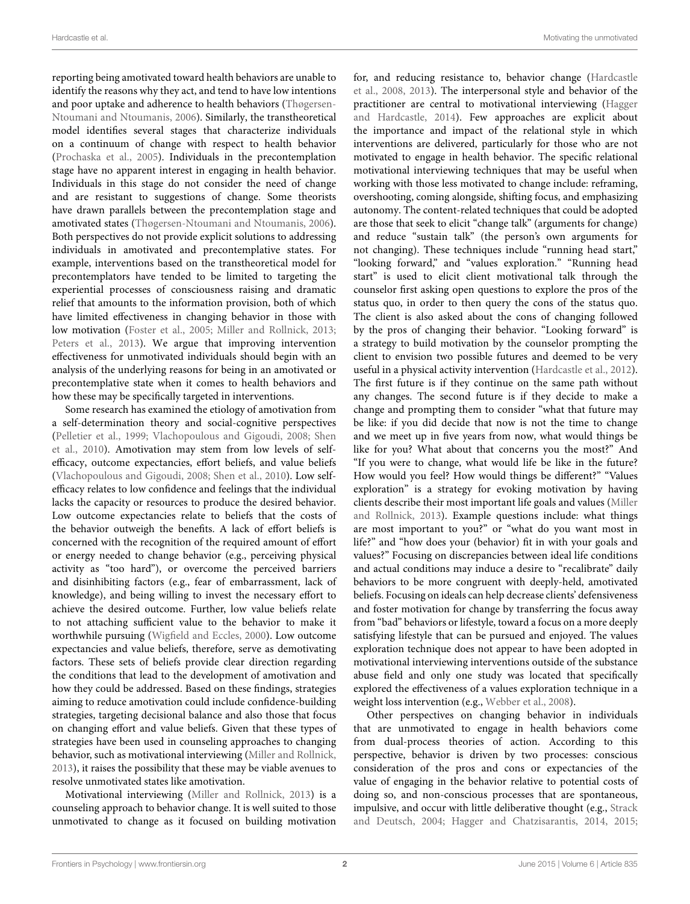reporting being amotivated toward health behaviors are unable to identify the reasons why they act, and tend to have low intentions and poor uptake and adherence to health behaviors (Thøgersen-Ntoumani and Ntoumanis, 2006). Similarly, the transtheoretical model identifies several stages that characterize individuals on a continuum of change with respect to health behavior (Prochaska et al., 2005). Individuals in the precontemplation stage have no apparent interest in engaging in health behavior. Individuals in this stage do not consider the need of change and are resistant to suggestions of change. Some theorists have drawn parallels between the precontemplation stage and amotivated states (Thøgersen-Ntoumani and Ntoumanis, 2006). Both perspectives do not provide explicit solutions to addressing individuals in amotivated and precontemplative states. For example, interventions based on the transtheoretical model for precontemplators have tended to be limited to targeting the experiential processes of consciousness raising and dramatic relief that amounts to the information provision, both of which have limited effectiveness in changing behavior in those with low motivation (Foster et al., 2005; Miller and Rollnick, 2013; Peters et al., 2013). We argue that improving intervention effectiveness for unmotivated individuals should begin with an analysis of the underlying reasons for being in an amotivated or precontemplative state when it comes to health behaviors and how these may be specifically targeted in interventions.

Some research has examined the etiology of amotivation from a self-determination theory and social-cognitive perspectives (Pelletier et al., 1999; Vlachopoulous and Gigoudi, 2008; Shen et al., 2010). Amotivation may stem from low levels of self-efficacy, outcome expectancies, effort beliefs, and value beliefs (Vlachopoulous and Gigoudi, 2008; Shen et al., 2010). Low self-efficacy relates to low confidence and feelings that the individual lacks the capacity or resources to produce the desired behavior. Low outcome expectancies relate to beliefs that the costs of the behavior outweigh the benefits. A lack of effort beliefs is concerned with the recognition of the required amount of effort or energy needed to change behavior (e.g., perceiving physical activity as "too hard"), or overcome the perceived barriers and disinhibiting factors (e.g., fear of embarrassment, lack of knowledge), and being willing to invest the necessary effort to achieve the desired outcome. Further, low value beliefs relate to not attaching sufficient value to the behavior to make it worthwhile pursuing (Wigfield and Eccles, 2000). Low outcome expectancies and value beliefs, therefore, serve as demotivating factors. These sets of beliefs provide clear direction regarding the conditions that lead to the development of amotivation and how they could be addressed. Based on these findings, strategies aiming to reduce amotivation could include confidence-building strategies, targeting decisional balance and also those that focus on changing effort and value beliefs. Given that these types of strategies have been used in counseling approaches to changing behavior, such as motivational interviewing (Miller and Rollnick, 2013), it raises the possibility that these may be viable avenues to resolve unmotivated states like amotivation.

Motivational interviewing (Miller and Rollnick, 2013) is a counseling approach to behavior change. It is well suited to those unmotivated to change as it focused on building motivation for, and reducing resistance to, behavior change (Hardcastle et al., 2008, 2013). The interpersonal style and behavior of the practitioner are central to motivational interviewing (Hagger and Hardcastle, 2014). Few approaches are explicit about the importance and impact of the relational style in which interventions are delivered, particularly for those who are not motivated to engage in health behavior. The specific relational motivational interviewing techniques that may be useful when working with those less motivated to change include: reframing, overshooting, coming alongside, shifting focus, and emphasizing autonomy. The content-related techniques that could be adopted are those that seek to elicit "change talk" (arguments for change) and reduce "sustain talk" (the person's own arguments for not changing). These techniques include "running head start," "looking forward," and "values exploration." "Running head start" is used to elicit client motivational talk through the counselor first asking open questions to explore the pros of the status quo, in order to then query the cons of the status quo. The client is also asked about the cons of changing followed by the pros of changing their behavior. "Looking forward" is a strategy to build motivation by the counselor prompting the client to envision two possible futures and deemed to be very useful in a physical activity intervention (Hardcastle et al., 2012). The first future is if they continue on the same path without any changes. The second future is if they decide to make a change and prompting them to consider "what that future may be like: if you did decide that now is not the time to change and we meet up in five years from now, what would things be like for you? What about that concerns you the most?" And "If you were to change, what would life be like in the future? How would you feel? How would things be different?" "Values exploration" is a strategy for evoking motivation by having clients describe their most important life goals and values (Miller and Rollnick, 2013). Example questions include: what things are most important to you?" or "what do you want most in life?" and "how does your (behavior) fit in with your goals and values?" Focusing on discrepancies between ideal life conditions and actual conditions may induce a desire to "recalibrate" daily behaviors to be more congruent with deeply-held, amotivated beliefs. Focusing on ideals can help decrease clients' defensiveness and foster motivation for change by transferring the focus away from "bad" behaviors or lifestyle, toward a focus on a more deeply satisfying lifestyle that can be pursued and enjoyed. The values exploration technique does not appear to have been adopted in motivational interviewing interventions outside of the substance abuse field and only one study was located that specifically explored the effectiveness of a values exploration technique in a weight loss intervention (e.g., Webber et al., 2008).

Other perspectives on changing behavior in individuals that are unmotivated to engage in health behaviors come from dual-process theories of action. According to this perspective, behavior is driven by two processes: conscious consideration of the pros and cons or expectancies of the value of engaging in the behavior relative to potential costs of doing so, and non-conscious processes that are spontaneous, impulsive, and occur with little deliberative thought (e.g., Strack and Deutsch, 2004; Hagger and Chatzisarantis, 2014, 2015;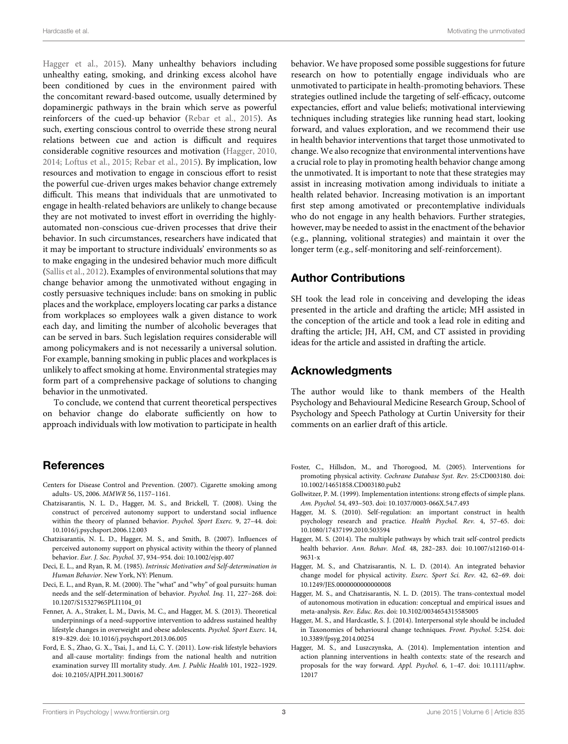Hagger et al., 2015). Many unhealthy behaviors including unhealthy eating, smoking, and drinking excess alcohol have been conditioned by cues in the environment paired with the concomitant reward-based outcome, usually determined by dopaminergic pathways in the brain which serve as powerful reinforcers of the cued-up behavior (Rebar et al., 2015). As such, exerting conscious control to override these strong neural relations between cue and action is difficult and requires considerable cognitive resources and motivation (Hagger, 2010, 2014; Loftus et al., 2015; Rebar et al., 2015). By implication, low resources and motivation to engage in conscious effort to resist the powerful cue-driven urges makes behavior change extremely difficult. This means that individuals that are unmotivated to engage in health-related behaviors are unlikely to change because they are not motivated to invest effort in overriding the highly-automated non-conscious cue-driven processes that drive their behavior. In such circumstances, researchers have indicated that it may be important to structure individuals' environments so as to make engaging in the undesired behavior much more difficult (Sallis et al., 2012). Examples of environmental solutions that may change behavior among the unmotivated without engaging in costly persuasive techniques include: bans on smoking in public places and the workplace, employers locating car parks a distance from workplaces so employees walk a given distance to work each day, and limiting the number of alcoholic beverages that can be served in bars. Such legislation requires considerable will among policymakers and is not necessarily a universal solution. For example, banning smoking in public places and workplaces is unlikely to affect smoking at home. Environmental strategies may form part of a comprehensive package of solutions to changing behavior in the unmotivated.

To conclude, we contend that current theoretical perspectives on behavior change do elaborate sufficiently on how to approach individuals with low motivation to participate in health behavior. We have proposed some possible suggestions for future research on how to potentially engage individuals who are unmotivated to participate in health-promoting behaviors. These strategies outlined include the targeting of self-efficacy, outcome expectancies, effort and value beliefs; motivational interviewing techniques including strategies like running head start, looking forward, and values exploration, and we recommend their use in health behavior interventions that target those unmotivated to change. We also recognize that environmental interventions have a crucial role to play in promoting health behavior change among the unmotivated. It is important to note that these strategies may assist in increasing motivation among individuals to initiate a health related behavior. Increasing motivation is an important first step among amotivated or precontemplative individuals who do not engage in any health behaviors. Further strategies, however, may be needed to assist in the enactment of the behavior (e.g., planning, volitional strategies) and maintain it over the longer term (e.g., self-monitoring and self-reinforcement).

## Author Contributions

SH took the lead role in conceiving and developing the ideas presented in the article and drafting the article; MH assisted in the conception of the article and took a lead role in editing and drafting the article; JH, AH, CM, and CT assisted in providing ideas for the article and assisted in drafting the article.

## Acknowledgments

The author would like to thank members of the Health Psychology and Behavioural Medicine Research Group, School of Psychology and Speech Pathology at Curtin University for their comments on an earlier draft of this article.

## References

Centers for Disease Control and Prevention. (2007). Cigarette smoking among adults- US, 2006. *MMWR* 56, 1157–1161.

Chatzisarantis, N. L. D., Hagger, M. S., and Brickell, T. (2008). Using the construct of perceived autonomy support to understand social influence within the theory of planned behavior. *Psychol. Sport Exerc.* 9, 27–44. doi: 10.1016/j.psychsport.2006.12.003

Chatzisarantis, N. L. D., Hagger, M. S., and Smith, B. (2007). Influences of perceived autonomy support on physical activity within the theory of planned behavior. *Eur. J. Soc. Psychol.* 37, 934–954. doi: 10.1002/ejsp.407

Deci, E. L., and Ryan, R. M. (1985). *Intrinsic Motivation and Self-determination in Human Behavior*. New York, NY: Plenum.

Deci, E. L., and Ryan, R. M. (2000). The "what" and "why" of goal pursuits: human needs and the self-determination of behavior. *Psychol. Inq.* 11, 227–268. doi: 10.1207/S15327965PLI1104_01

Fenner, A. A., Straker, L. M., Davis, M. C., and Hagger, M. S. (2013). Theoretical underpinnings of a need-supportive intervention to address sustained healthy lifestyle changes in overweight and obese adolescents. *Psychol. Sport Exerc.* 14, 819–829. doi: 10.1016/j.psychsport.2013.06.005

Ford, E. S., Zhao, G. X., Tsai, J., and Li, C. Y. (2011). Low-risk lifestyle behaviors and all-cause mortality: findings from the national health and nutrition examination survey III mortality study. *Am. J. Public Health* 101, 1922–1929. doi: 10.2105/AJPH.2011.300167

Foster, C., Hillsdon, M., and Thorogood, M. (2005). Interventions for promoting physical activity. *Cochrane Database Syst. Rev.* 25:CD003180. doi: 10.1002/14651858.CD003180.pub2

Gollwitzer, P. M. (1999). Implementation intentions: strong effects of simple plans. *Am. Psychol.* 54, 493–503. doi: 10.1037/0003-066X.54.7.493

Hagger, M. S. (2010). Self-regulation: an important construct in health psychology research and practice. *Health Psychol. Rev.* 4, 57–65. doi: 10.1080/17437199.2010.503594

Hagger, M. S. (2014). The multiple pathways by which trait self-control predicts health behavior. *Ann. Behav. Med.* 48, 282–283. doi: 10.1007/s12160-014-9631-x

Hagger, M. S., and Chatzisarantis, N. L. D. (2014). An integrated behavior change model for physical activity. *Exerc. Sport Sci. Rev.* 42, 62–69. doi: 10.1249/JES.0000000000000008

Hagger, M. S., and Chatzisarantis, N. L. D. (2015). The trans-contextual model of autonomous motivation in education: conceptual and empirical issues and meta-analysis. *Rev. Educ. Res*. doi: 10.3102/0034654315585005

Hagger, M. S., and Hardcastle, S. J. (2014). Interpersonal style should be included in Taxonomies of behavioural change techniques. *Front. Psychol*. 5:254. doi: 10.3389/fpsyg.2014.00254

Hagger, M. S., and Luszczynska, A. (2014). Implementation intention and action planning interventions in health contexts: state of the research and proposals for the way forward. *Appl. Psychol.* 6, 1–47. doi: 10.1111/aphw.12017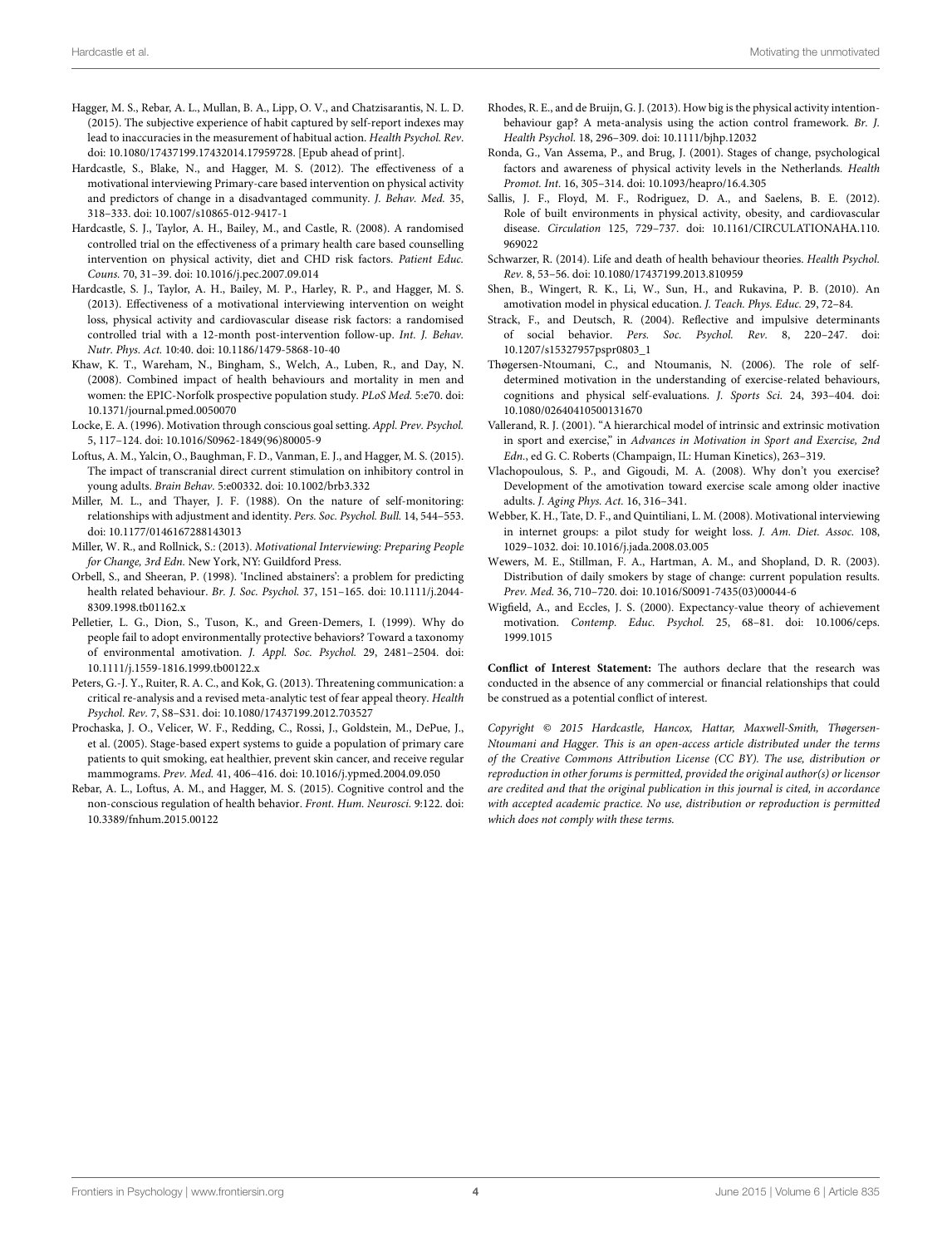Hagger, M. S., Rebar, A. L., Mullan, B. A., Lipp, O. V., and Chatzisarantis, N. L. D. (2015). The subjective experience of habit captured by self-report indexes may lead to inaccuracies in the measurement of habitual action. *Health Psychol. Rev*. doi: 10.1080/17437199.17432014.17959728. [Epub ahead of print].

Hardcastle, S., Blake, N., and Hagger, M. S. (2012). The effectiveness of a motivational interviewing Primary-care based intervention on physical activity and predictors of change in a disadvantaged community. *J. Behav. Med.* 35, 318–333. doi: 10.1007/s10865-012-9417-1

Hardcastle, S. J., Taylor, A. H., Bailey, M., and Castle, R. (2008). A randomised controlled trial on the effectiveness of a primary health care based counselling intervention on physical activity, diet and CHD risk factors. *Patient Educ. Couns.* 70, 31–39. doi: 10.1016/j.pec.2007.09.014

Hardcastle, S. J., Taylor, A. H., Bailey, M. P., Harley, R. P., and Hagger, M. S. (2013). Effectiveness of a motivational interviewing intervention on weight loss, physical activity and cardiovascular disease risk factors: a randomised controlled trial with a 12-month post-intervention follow-up. *Int. J. Behav. Nutr. Phys. Act.* 10:40. doi: 10.1186/1479-5868-10-40

Khaw, K. T., Wareham, N., Bingham, S., Welch, A., Luben, R., and Day, N. (2008). Combined impact of health behaviours and mortality in men and women: the EPIC-Norfolk prospective population study. *PLoS Med.* 5:e70. doi: 10.1371/journal.pmed.0050070

Locke, E. A. (1996). Motivation through conscious goal setting. *Appl. Prev. Psychol.* 5, 117–124. doi: 10.1016/S0962-1849(96)80005-9

Loftus, A. M., Yalcin, O., Baughman, F. D., Vanman, E. J., and Hagger, M. S. (2015). The impact of transcranial direct current stimulation on inhibitory control in young adults. *Brain Behav.* 5:e00332. doi: 10.1002/brb3.332

Miller, M. L., and Thayer, J. F. (1988). On the nature of self-monitoring: relationships with adjustment and identity. *Pers. Soc. Psychol. Bull.* 14, 544–553. doi: 10.1177/0146167288143013

Miller, W. R., and Rollnick, S.: (2013). *Motivational Interviewing: Preparing People for Change, 3rd Edn.* New York, NY: Guildford Press.

Orbell, S., and Sheeran, P. (1998). 'Inclined abstainers': a problem for predicting health related behaviour. *Br. J. Soc. Psychol.* 37, 151–165. doi: 10.1111/j.2044-8309.1998.tb01162.x

Pelletier, L. G., Dion, S., Tuson, K., and Green-Demers, I. (1999). Why do people fail to adopt environmentally protective behaviors? Toward a taxonomy of environmental amotivation. *J. Appl. Soc. Psychol.* 29, 2481–2504. doi: 10.1111/j.1559-1816.1999.tb00122.x

Peters, G.-J. Y., Ruiter, R. A. C., and Kok, G. (2013). Threatening communication: a critical re-analysis and a revised meta-analytic test of fear appeal theory. *Health Psychol. Rev.* 7, S8–S31. doi: 10.1080/17437199.2012.703527

Prochaska, J. O., Velicer, W. F., Redding, C., Rossi, J., Goldstein, M., DePue, J., et al. (2005). Stage-based expert systems to guide a population of primary care patients to quit smoking, eat healthier, prevent skin cancer, and receive regular mammograms. *Prev. Med.* 41, 406–416. doi: 10.1016/j.ypmed.2004.09.050

Rebar, A. L., Loftus, A. M., and Hagger, M. S. (2015). Cognitive control and the non-conscious regulation of health behavior. *Front. Hum. Neurosci.* 9:122. doi: 10.3389/fnhum.2015.00122

Rhodes, R. E., and de Bruijn, G. J. (2013). How big is the physical activity intention-behaviour gap? A meta-analysis using the action control framework. *Br. J. Health Psychol.* 18, 296–309. doi: 10.1111/bjhp.12032

Ronda, G., Van Assema, P., and Brug, J. (2001). Stages of change, psychological factors and awareness of physical activity levels in the Netherlands. *Health Promot. Int.* 16, 305–314. doi: 10.1093/heapro/16.4.305

Sallis, J. F., Floyd, M. F., Rodriguez, D. A., and Saelens, B. E. (2012). Role of built environments in physical activity, obesity, and cardiovascular disease. *Circulation* 125, 729–737. doi: 10.1161/CIRCULATIONAHA.110.969022

Schwarzer, R. (2014). Life and death of health behaviour theories. *Health Psychol. Rev.* 8, 53–56. doi: 10.1080/17437199.2013.810959

Shen, B., Wingert, R. K., Li, W., Sun, H., and Rukavina, P. B. (2010). An amotivation model in physical education. *J. Teach. Phys. Educ.* 29, 72–84.

Strack, F., and Deutsch, R. (2004). Reflective and impulsive determinants of social behavior. *Pers. Soc. Psychol. Rev.* 8, 220–247. doi: 10.1207/s15327957pspr0803_1

Thøgersen-Ntoumani, C., and Ntoumanis, N. (2006). The role of self-determined motivation in the understanding of exercise-related behaviours, cognitions and physical self-evaluations. *J. Sports Sci.* 24, 393–404. doi: 10.1080/02640410500131670

Vallerand, R. J. (2001). "A hierarchical model of intrinsic and extrinsic motivation in sport and exercise," in *Advances in Motivation in Sport and Exercise, 2nd Edn.*, ed G. C. Roberts (Champaign, IL: Human Kinetics), 263–319.

Vlachopoulous, S. P., and Gigoudi, M. A. (2008). Why don't you exercise? Development of the amotivation toward exercise scale among older inactive adults. *J. Aging Phys. Act.* 16, 316–341.

Webber, K. H., Tate, D. F., and Quintiliani, L. M. (2008). Motivational interviewing in internet groups: a pilot study for weight loss. *J. Am. Diet. Assoc.* 108, 1029–1032. doi: 10.1016/j.jada.2008.03.005

Wewers, M. E., Stillman, F. A., Hartman, A. M., and Shopland, D. R. (2003). Distribution of daily smokers by stage of change: current population results. *Prev. Med.* 36, 710–720. doi: 10.1016/S0091-7435(03)00044-6

Wigfield, A., and Eccles, J. S. (2000). Expectancy-value theory of achievement motivation. *Contemp. Educ. Psychol.* 25, 68–81. doi: 10.1006/ceps.1999.1015

**Conflict of Interest Statement:** The authors declare that the research was conducted in the absence of any commercial or financial relationships that could be construed as a potential conflict of interest.

*Copyright © 2015 Hardcastle, Hancox, Hattar, Maxwell-Smith, Thøgersen-Ntoumani and Hagger. This is an open-access article distributed under the terms of the Creative Commons Attribution License (CC BY). The use, distribution or reproduction in other forums is permitted, provided the original author(s) or licensor are credited and that the original publication in this journal is cited, in accordance with accepted academic practice. No use, distribution or reproduction is permitted which does not comply with these terms.*